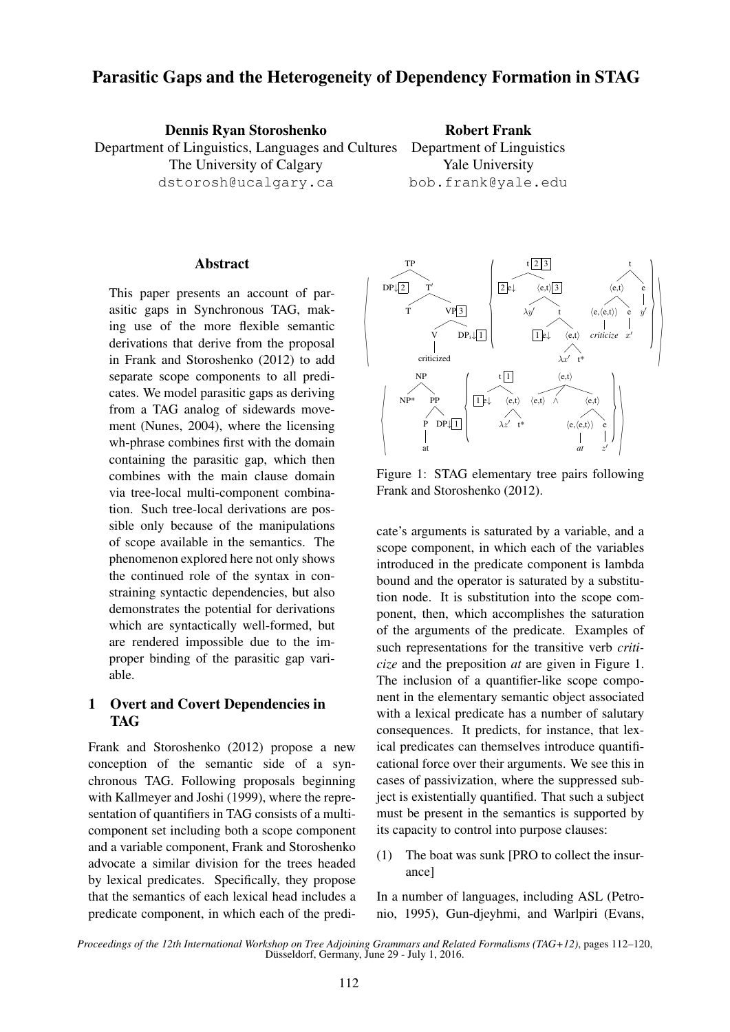# Parasitic Gaps and the Heterogeneity of Dependency Formation in STAG

**Dennis Ryan Storoshenko**
Department of Linguistics, Languages and Cultures
The University of Calgary
dstorosh@ucalgary.ca

**Robert Frank**
Department of Linguistics
Yale University
bob.frank@yale.edu

## Abstract

This paper presents an account of parasitic gaps in Synchronous TAG, making use of the more flexible semantic derivations that derive from the proposal in Frank and Storoshenko (2012) to add separate scope components to all predicates. We model parasitic gaps as deriving from a TAG analog of sidewards movement (Nunes, 2004), where the licensing wh-phrase combines first with the domain containing the parasitic gap, which then combines with the main clause domain via tree-local multi-component combination. Such tree-local derivations are possible only because of the manipulations of scope available in the semantics. The phenomenon explored here not only shows the continued role of the syntax in constraining syntactic dependencies, but also demonstrates the potential for derivations which are syntactically well-formed, but are rendered impossible due to the improper binding of the parasitic gap variable.

## 1 Overt and Covert Dependencies in TAG

Frank and Storoshenko (2012) propose a new conception of the semantic side of a synchronous TAG. Following proposals beginning with Kallmeyer and Joshi (1999), where the representation of quantifiers in TAG consists of a multi-component set including both a scope component and a variable component, Frank and Storoshenko advocate a similar division for the trees headed by lexical predicates. Specifically, they propose that the semantics of each lexical head includes a predicate component, in which each of the predicate's arguments is saturated by a variable, and a scope component, in which each of the variables introduced in the predicate component is lambda bound and the operator is saturated by a substitution node. It is substitution into the scope component, then, which accomplishes the saturation of the arguments of the predicate. Examples of such representations for the transitive verb *criticize* and the preposition *at* are given in Figure 1.

Figure 1: STAG elementary tree pairs following Frank and Storoshenko (2012).

The inclusion of a quantifier-like scope component in the elementary semantic object associated with a lexical predicate has a number of salutary consequences. It predicts, for instance, that lexical predicates can themselves introduce quantificational force over their arguments. We see this in cases of passivization, where the suppressed subject is existentially quantified. That such a subject must be present in the semantics is supported by its capacity to control into purpose clauses:

(1) The boat was sunk [PRO to collect the insurance]

In a number of languages, including ASL (Petronio, 1995), Gun-djeyhmi, and Warlpiri (Evans,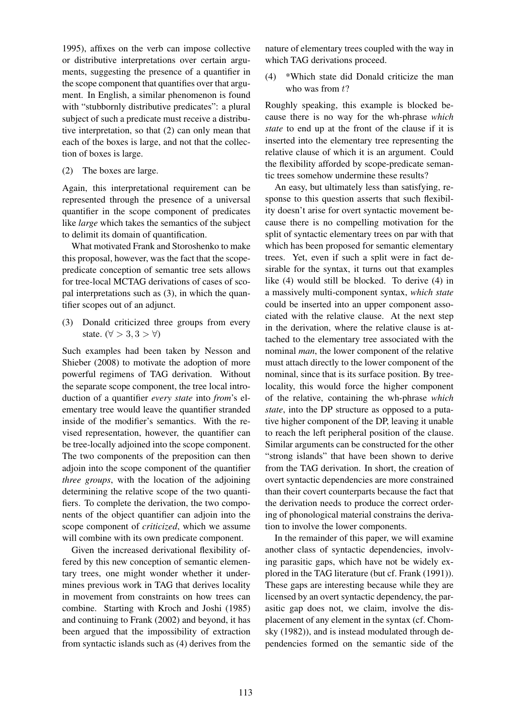1995), affixes on the verb can impose collective or distributive interpretations over certain arguments, suggesting the presence of a quantifier in the scope component that quantifies over that argument. In English, a similar phenomenon is found with "stubbornly distributive predicates": a plural subject of such a predicate must receive a distributive interpretation, so that (2) can only mean that each of the boxes is large, and not that the collection of boxes is large.

(2) The boxes are large.

Again, this interpretational requirement can be represented through the presence of a universal quantifier in the scope component of predicates like *large* which takes the semantics of the subject to delimit its domain of quantification.

What motivated Frank and Storoshenko to make this proposal, however, was the fact that the scope-predicate conception of semantic tree sets allows for tree-local MCTAG derivations of cases of scopal interpretations such as (3), in which the quantifier scopes out of an adjunct.

(3) Donald criticized three groups from every state. ($\forall > 3, 3 > \forall$)

Such examples had been taken by Nesson and Shieber (2008) to motivate the adoption of more powerful regimens of TAG derivation. Without the separate scope component, the tree local introduction of a quantifier *every state* into *from*'s elementary tree would leave the quantifier stranded inside of the modifier's semantics. With the revised representation, however, the quantifier can be tree-locally adjoined into the scope component. The two components of the preposition can then adjoin into the scope component of the quantifier *three groups*, with the location of the adjoining determining the relative scope of the two quantifiers. To complete the derivation, the two components of the object quantifier can adjoin into the scope component of *criticized*, which we assume will combine with its own predicate component.

Given the increased derivational flexibility offered by this new conception of semantic elementary trees, one might wonder whether it undermines previous work in TAG that derives locality in movement from constraints on how trees can combine. Starting with Kroch and Joshi (1985) and continuing to Frank (2002) and beyond, it has been argued that the impossibility of extraction from syntactic islands such as (4) derives from the nature of elementary trees coupled with the way in which TAG derivations proceed.

(4) \*Which state did Donald criticize the man who was from $t$?

Roughly speaking, this example is blocked because there is no way for the wh-phrase *which state* to end up at the front of the clause if it is inserted into the elementary tree representing the relative clause of which it is an argument. Could the flexibility afforded by scope-predicate semantic trees somehow undermine these results?

An easy, but ultimately less than satisfying, response to this question asserts that such flexibility doesn't arise for overt syntactic movement because there is no compelling motivation for the split of syntactic elementary trees on par with that which has been proposed for semantic elementary trees. Yet, even if such a split were in fact desirable for the syntax, it turns out that examples like (4) would still be blocked. To derive (4) in a massively multi-component syntax, *which state* could be inserted into an upper component associated with the relative clause. At the next step in the derivation, where the relative clause is attached to the elementary tree associated with the nominal *man*, the lower component of the relative must attach directly to the lower component of the nominal, since that is its surface position. By tree-locality, this would force the higher component of the relative, containing the wh-phrase *which state*, into the DP structure as opposed to a putative higher component of the DP, leaving it unable to reach the left peripheral position of the clause. Similar arguments can be constructed for the other "strong islands" that have been shown to derive from the TAG derivation. In short, the creation of overt syntactic dependencies are more constrained than their covert counterparts because the fact that the derivation needs to produce the correct ordering of phonological material constrains the derivation to involve the lower components.

In the remainder of this paper, we will examine another class of syntactic dependencies, involving parasitic gaps, which have not be widely explored in the TAG literature (but cf. Frank (1991)). These gaps are interesting because while they are licensed by an overt syntactic dependency, the parasitic gap does not, we claim, involve the displacement of any element in the syntax (cf. Chomsky (1982)), and is instead modulated through dependencies formed on the semantic side of the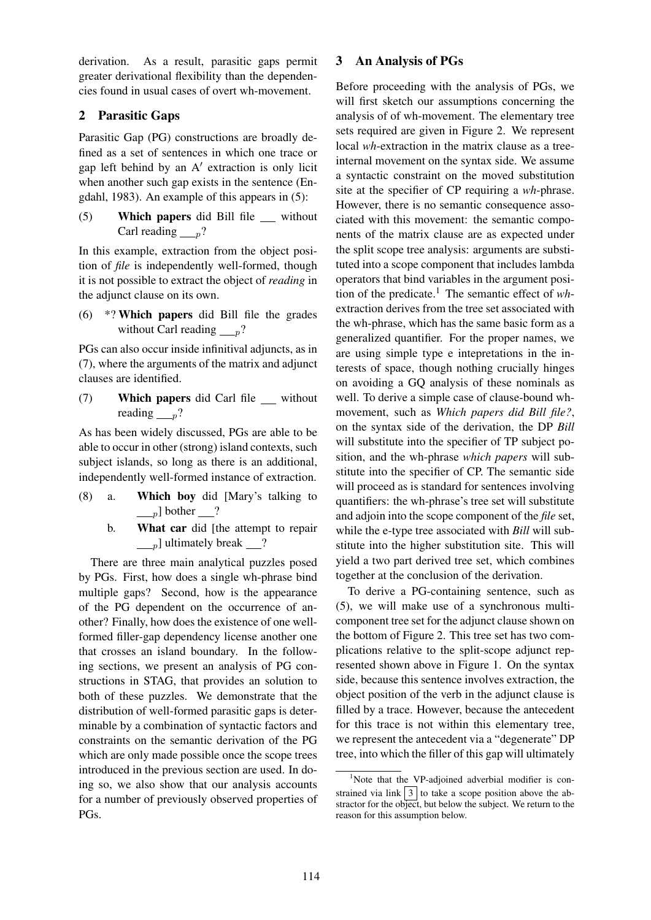derivation. As a result, parasitic gaps permit greater derivational flexibility than the dependencies found in usual cases of overt wh-movement.

## 2 Parasitic Gaps

Parasitic Gap (PG) constructions are broadly defined as a set of sentences in which one trace or gap left behind by an A′ extraction is only licit when another such gap exists in the sentence (Engdahl, 1983). An example of this appears in (5):

(5) **Which papers** did Bill file __ without Carl reading $\_\__p$?

In this example, extraction from the object position of *file* is independently well-formed, though it is not possible to extract the object of *reading* in the adjunct clause on its own.

(6) *? **Which papers** did Bill file the grades without Carl reading $\_\__p$?

PGs can also occur inside infinitival adjuncts, as in (7), where the arguments of the matrix and adjunct clauses are identified.

(7) **Which papers** did Carl file __ without reading $\_\__p$?

As has been widely discussed, PGs are able to be able to occur in other (strong) island contexts, such subject islands, so long as there is an additional, independently well-formed instance of extraction.

(8) a. **Which boy** did [Mary's talking to $\_\__p$] bother __?

b. **What car** did [the attempt to repair $\_\__p$] ultimately break __?

There are three main analytical puzzles posed by PGs. First, how does a single wh-phrase bind multiple gaps? Second, how is the appearance of the PG dependent on the occurrence of another? Finally, how does the existence of one well-formed filler-gap dependency license another one that crosses an island boundary. In the following sections, we present an analysis of PG constructions in STAG, that provides an solution to both of these puzzles. We demonstrate that the distribution of well-formed parasitic gaps is determinable by a combination of syntactic factors and constraints on the semantic derivation of the PG which are only made possible once the scope trees introduced in the previous section are used. In doing so, we also show that our analysis accounts for a number of previously observed properties of PGs.

## 3 An Analysis of PGs

Before proceeding with the analysis of PGs, we will first sketch our assumptions concerning the analysis of of wh-movement. The elementary tree sets required are given in Figure 2. We represent local *wh*-extraction in the matrix clause as a tree-internal movement on the syntax side. We assume a syntactic constraint on the moved substitution site at the specifier of CP requiring a *wh*-phrase. However, there is no semantic consequence associated with this movement: the semantic components of the matrix clause are as expected under the split scope tree analysis: arguments are substituted into a scope component that includes lambda operators that bind variables in the argument position of the predicate.[1] The semantic effect of *wh*-extraction derives from the tree set associated with the wh-phrase, which has the same basic form as a generalized quantifier. For the proper names, we are using simple type e intepretations in the interests of space, though nothing crucially hinges on avoiding a GQ analysis of these nominals as well. To derive a simple case of clause-bound wh-movement, such as *Which papers did Bill file?*, on the syntax side of the derivation, the DP *Bill* will substitute into the specifier of TP subject position, and the wh-phrase *which papers* will substitute into the specifier of CP. The semantic side will proceed as is standard for sentences involving quantifiers: the wh-phrase's tree set will substitute and adjoin into the scope component of the *file* set, while the e-type tree associated with *Bill* will substitute into the higher substitution site. This will yield a two part derived tree set, which combines together at the conclusion of the derivation.

To derive a PG-containing sentence, such as (5), we will make use of a synchronous multi-component tree set for the adjunct clause shown on the bottom of Figure 2. This tree set has two complications relative to the split-scope adjunct represented shown above in Figure 1. On the syntax side, because this sentence involves extraction, the object position of the verb in the adjunct clause is filled by a trace. However, because the antecedent for this trace is not within this elementary tree, we represent the antecedent via a "degenerate" DP tree, into which the filler of this gap will ultimately

[1] Note that the VP-adjoined adverbial modifier is constrained via link [3] to take a scope position above the abstractor for the object, but below the subject. We return to the reason for this assumption below.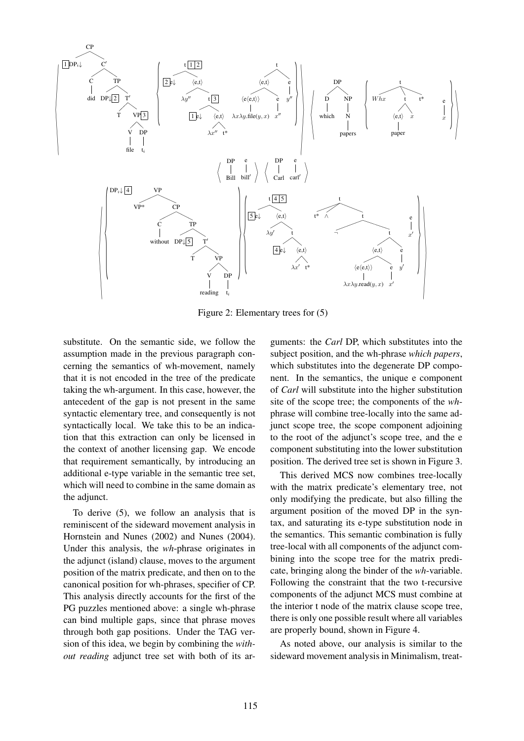Figure 2: Elementary trees for (5)

substitute. On the semantic side, we follow the assumption made in the previous paragraph concerning the semantics of wh-movement, namely that it is not encoded in the tree of the predicate taking the wh-argument. In this case, however, the antecedent of the gap is not present in the same syntactic elementary tree, and consequently is not syntactically local. We take this to be an indication that this extraction can only be licensed in the context of another licensing gap. We encode that requirement semantically, by introducing an additional e-type variable in the semantic tree set, which will need to combine in the same domain as the adjunct.

To derive (5), we follow an analysis that is reminiscent of the sideward movement analysis in Hornstein and Nunes (2002) and Nunes (2004). Under this analysis, the *wh*-phrase originates in the adjunct (island) clause, moves to the argument position of the matrix predicate, and then on to the canonical position for wh-phrases, specifier of CP. This analysis directly accounts for the first of the PG puzzles mentioned above: a single wh-phrase can bind multiple gaps, since that phrase moves through both gap positions. Under the TAG version of this idea, we begin by combining the *without reading* adjunct tree set with both of its arguments: the *Carl* DP, which substitutes into the subject position, and the wh-phrase *which papers*, which substitutes into the degenerate DP component. In the semantics, the unique e component of *Carl* will substitute into the higher substitution site of the scope tree; the components of the *wh*-phrase will combine tree-locally into the same adjunct scope tree, the scope component adjoining to the root of the adjunct's scope tree, and the e component substituting into the lower substitution position. The derived tree set is shown in Figure 3.

This derived MCS now combines tree-locally with the matrix predicate's elementary tree, not only modifying the predicate, but also filling the argument position of the moved DP in the syntax, and saturating its e-type substitution node in the semantics. This semantic combination is fully tree-local with all components of the adjunct combining into the scope tree for the matrix predicate, bringing along the binder of the *wh*-variable. Following the constraint that the two t-recursive components of the adjunct MCS must combine at the interior t node of the matrix clause scope tree, there is only one possible result where all variables are properly bound, shown in Figure 4.

As noted above, our analysis is similar to the sideward movement analysis in Minimalism, treat-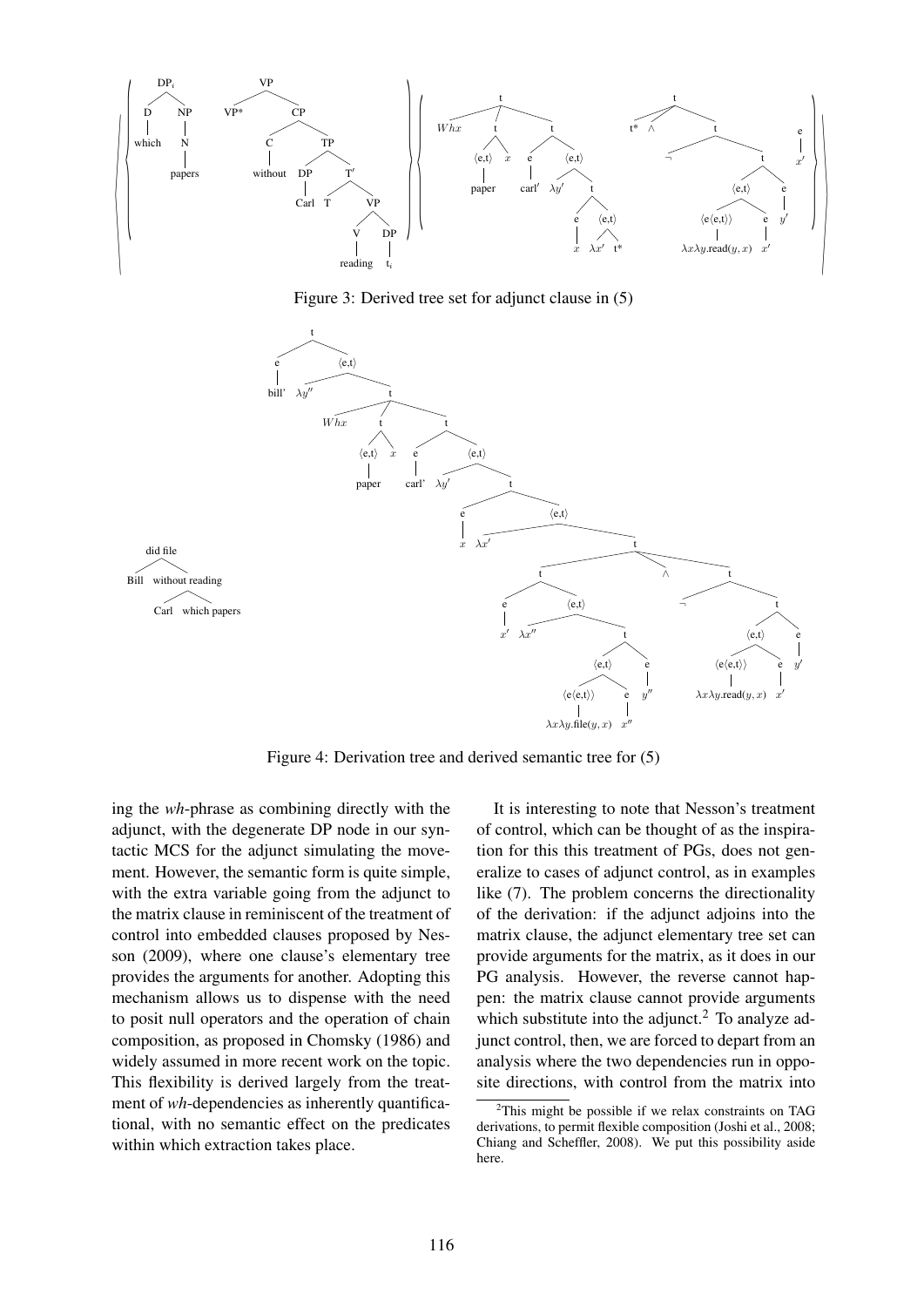Figure 3: Derived tree set for adjunct clause in (5)

Figure 4: Derivation tree and derived semantic tree for (5)

ing the *wh*-phrase as combining directly with the adjunct, with the degenerate DP node in our syntactic MCS for the adjunct simulating the movement. However, the semantic form is quite simple, with the extra variable going from the adjunct to the matrix clause in reminiscent of the treatment of control into embedded clauses proposed by Nesson (2009), where one clause's elementary tree provides the arguments for another. Adopting this mechanism allows us to dispense with the need to posit null operators and the operation of chain composition, as proposed in Chomsky (1986) and widely assumed in more recent work on the topic. This flexibility is derived largely from the treatment of *wh*-dependencies as inherently quantificational, with no semantic effect on the predicates within which extraction takes place.

It is interesting to note that Nesson's treatment of control, which can be thought of as the inspiration for this this treatment of PGs, does not generalize to cases of adjunct control, as in examples like (7). The problem concerns the directionality of the derivation: if the adjunct adjoins into the matrix clause, the adjunct elementary tree set can provide arguments for the matrix, as it does in our PG analysis. However, the reverse cannot happen: the matrix clause cannot provide arguments which substitute into the adjunct.[2] To analyze adjunct control, then, we are forced to depart from an analysis where the two dependencies run in opposite directions, with control from the matrix into

[2]This might be possible if we relax constraints on TAG derivations, to permit flexible composition (Joshi et al., 2008; Chiang and Scheffler, 2008). We put this possibility aside here.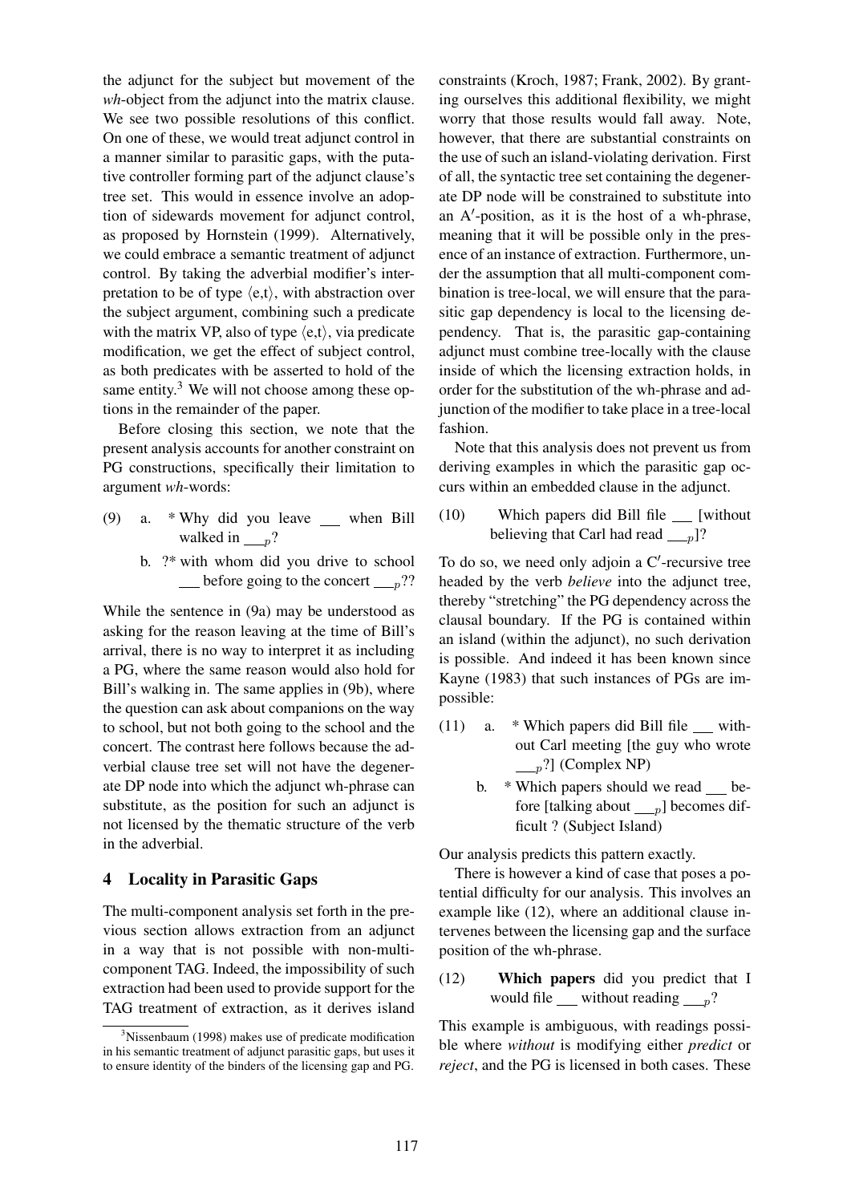the adjunct for the subject but movement of the *wh*-object from the adjunct into the matrix clause. We see two possible resolutions of this conflict. On one of these, we would treat adjunct control in a manner similar to parasitic gaps, with the putative controller forming part of the adjunct clause's tree set. This would in essence involve an adoption of sidewards movement for adjunct control, as proposed by Hornstein (1999). Alternatively, we could embrace a semantic treatment of adjunct control. By taking the adverbial modifier's interpretation to be of type $\langle e,t \rangle$, with abstraction over the subject argument, combining such a predicate with the matrix VP, also of type $\langle e,t \rangle$, via predicate modification, we get the effect of subject control, as both predicates with be asserted to hold of the same entity.[3] We will not choose among these options in the remainder of the paper.

Before closing this section, we note that the present analysis accounts for another constraint on PG constructions, specifically their limitation to argument *wh*-words:

(9) a. * Why did you leave ___ when Bill walked in $\_\_\__p$?

b. ?* with whom did you drive to school ___ before going to the concert $\_\_\__p$??

While the sentence in (9a) may be understood as asking for the reason leaving at the time of Bill's arrival, there is no way to interpret it as including a PG, where the same reason would also hold for Bill's walking in. The same applies in (9b), where the question can ask about companions on the way to school, but not both going to the school and the concert. The contrast here follows because the adverbial clause tree set will not have the degenerate DP node into which the adjunct wh-phrase can substitute, as the position for such an adjunct is not licensed by the thematic structure of the verb in the adverbial.

## 4 Locality in Parasitic Gaps

The multi-component analysis set forth in the previous section allows extraction from an adjunct in a way that is not possible with non-multi-component TAG. Indeed, the impossibility of such extraction had been used to provide support for the TAG treatment of extraction, as it derives island constraints (Kroch, 1987; Frank, 2002). By granting ourselves this additional flexibility, we might worry that those results would fall away. Note, however, that there are substantial constraints on the use of such an island-violating derivation. First of all, the syntactic tree set containing the degenerate DP node will be constrained to substitute into an A′-position, as it is the host of a wh-phrase, meaning that it will be possible only in the presence of an instance of extraction. Furthermore, under the assumption that all multi-component combination is tree-local, we will ensure that the parasitic gap dependency is local to the licensing dependency. That is, the parasitic gap-containing adjunct must combine tree-locally with the clause inside of which the licensing extraction holds, in order for the substitution of the wh-phrase and adjunction of the modifier to take place in a tree-local fashion.

Note that this analysis does not prevent us from deriving examples in which the parasitic gap occurs within an embedded clause in the adjunct.

(10) Which papers did Bill file ___ [without believing that Carl had read $\_\_\__p$]?

To do so, we need only adjoin a C′-recursive tree headed by the verb *believe* into the adjunct tree, thereby "stretching" the PG dependency across the clausal boundary. If the PG is contained within an island (within the adjunct), no such derivation is possible. And indeed it has been known since Kayne (1983) that such instances of PGs are impossible:

(11) a. * Which papers did Bill file ___ without Carl meeting [the guy who wrote $\_\_\__p$?] (Complex NP)

b. * Which papers should we read ___ before [talking about $\_\_\__p$] becomes difficult ? (Subject Island)

Our analysis predicts this pattern exactly.

There is however a kind of case that poses a potential difficulty for our analysis. This involves an example like (12), where an additional clause intervenes between the licensing gap and the surface position of the wh-phrase.

(12) **Which papers** did you predict that I would file ___ without reading $\_\_\__p$?

This example is ambiguous, with readings possible where *without* is modifying either *predict* or *reject*, and the PG is licensed in both cases. These

[3] Nissenbaum (1998) makes use of predicate modification in his semantic treatment of adjunct parasitic gaps, but uses it to ensure identity of the binders of the licensing gap and PG.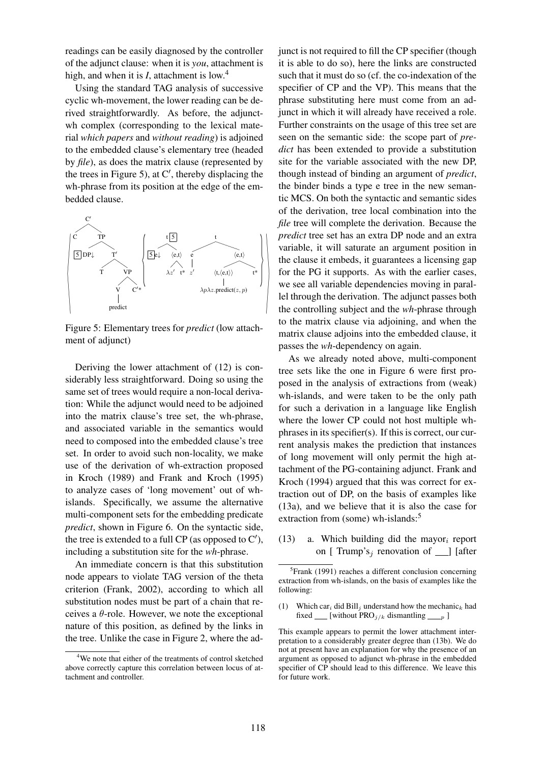readings can be easily diagnosed by the controller of the adjunct clause: when it is *you*, attachment is high, and when it is *I*, attachment is low.[4]

Using the standard TAG analysis of successive cyclic wh-movement, the lower reading can be derived straightforwardly. As before, the adjunct-wh complex (corresponding to the lexical material *which papers* and *without reading*) is adjoined to the embedded clause's elementary tree (headed by *file*), as does the matrix clause (represented by the trees in Figure 5), at C′, thereby displacing the wh-phrase from its position at the edge of the embedded clause.

Figure 5: Elementary trees for *predict* (low attachment of adjunct)

Deriving the lower attachment of (12) is considerably less straightforward. Doing so using the same set of trees would require a non-local derivation: While the adjunct would need to be adjoined into the matrix clause's tree set, the wh-phrase, and associated variable in the semantics would need to composed into the embedded clause's tree set. In order to avoid such non-locality, we make use of the derivation of wh-extraction proposed in Kroch (1989) and Frank and Kroch (1995) to analyze cases of 'long movement' out of wh-islands. Specifically, we assume the alternative multi-component sets for the embedding predicate *predict*, shown in Figure 6. On the syntactic side, the tree is extended to a full CP (as opposed to C′), including a substitution site for the *wh*-phrase.

An immediate concern is that this substitution node appears to violate TAG version of the theta criterion (Frank, 2002), according to which all substitution nodes must be part of a chain that receives a $\theta$-role. However, we note the exceptional nature of this position, as defined by the links in the tree. Unlike the case in Figure 2, where the adjunct is not required to fill the CP specifier (though it is able to do so), here the links are constructed such that it must do so (cf. the co-indexation of the specifier of CP and the VP). This means that the phrase substituting here must come from an adjunct in which it will already have received a role. Further constraints on the usage of this tree set are seen on the semantic side: the scope part of *predict* has been extended to provide a substitution site for the variable associated with the new DP, though instead of binding an argument of *predict*, the binder binds a type e tree in the new semantic MCS. On both the syntactic and semantic sides of the derivation, tree local combination into the *file* tree will complete the derivation. Because the *predict* tree set has an extra DP node and an extra variable, it will saturate an argument position in the clause it embeds, it guarantees a licensing gap for the PG it supports. As with the earlier cases, we see all variable dependencies moving in parallel through the derivation. The adjunct passes both the controlling subject and the *wh*-phrase through to the matrix clause via adjoining, and when the matrix clause adjoins into the embedded clause, it passes the *wh*-dependency on again.

As we already noted above, multi-component tree sets like the one in Figure 6 were first proposed in the analysis of extractions from (weak) wh-islands, and were taken to be the only path for such a derivation in a language like English where the lower CP could not host multiple wh-phrases in its specifier(s). If this is correct, our current analysis makes the prediction that instances of long movement will only permit the high attachment of the PG-containing adjunct. Frank and Kroch (1994) argued that this was correct for extraction out of DP, on the basis of examples like (13a), and we believe that it is also the case for extraction from (some) wh-islands:[5]

(13) a. Which building did the mayor$_i$ report on [ Trump's$_j$ renovation of ___] [after

[4] We note that either of the treatments of control sketched above correctly capture this correlation between locus of attachment and controller.

[5] Frank (1991) reaches a different conclusion concerning extraction from wh-islands, on the basis of examples like the following:

(1) Which car$_i$ did Bill$_j$ understand how the mechanic$_k$ had fixed ___ [without PRO$_{j/k}$ dismantling ___$_p$ ]

This example appears to permit the lower attachment interpretation to a considerably greater degree than (13b). We do not at present have an explanation for why the presence of an argument as opposed to adjunct wh-phrase in the embedded specifier of CP should lead to this difference. We leave this for future work.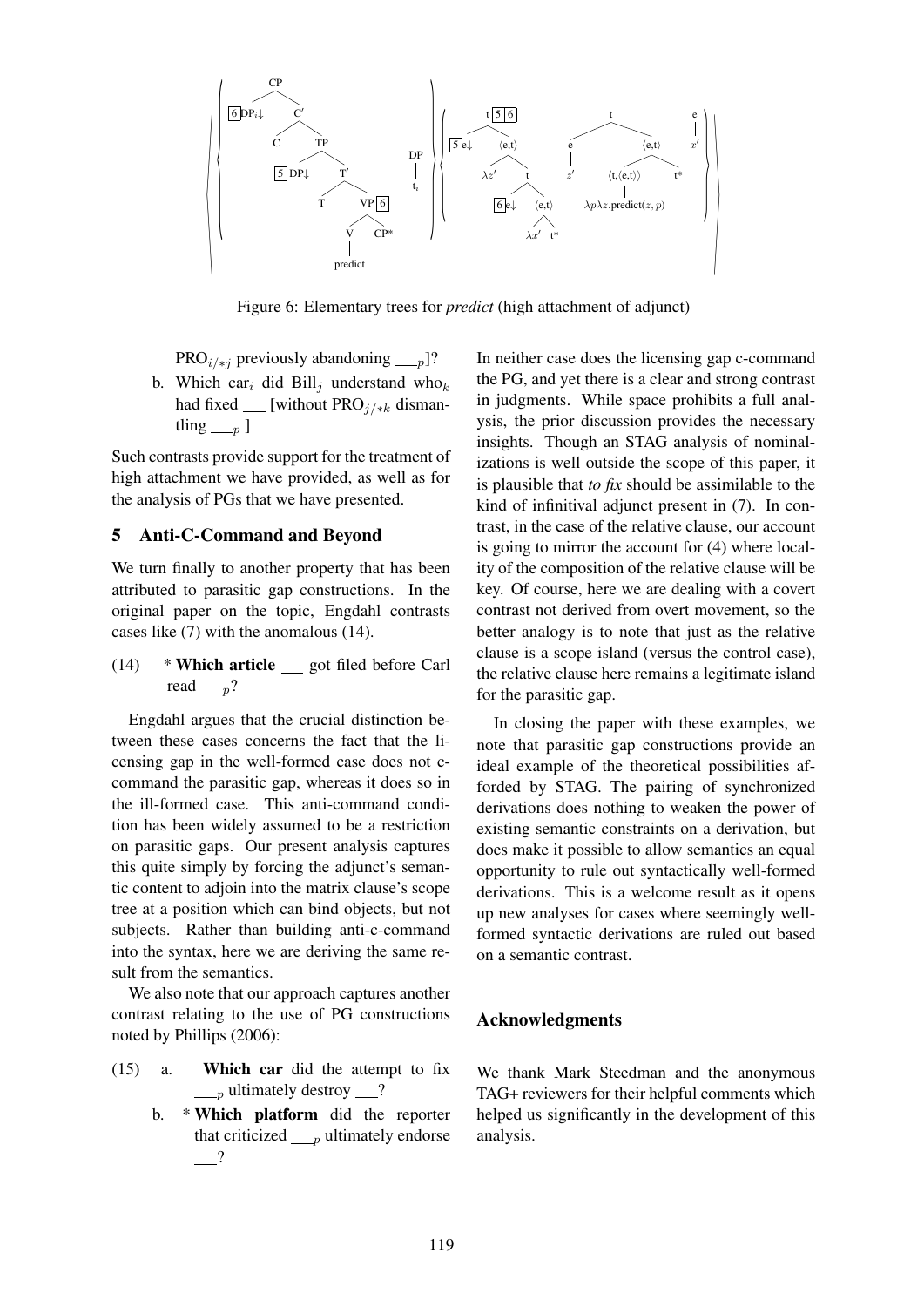Figure 6: Elementary trees for *predict* (high attachment of adjunct)

PRO$_{i/*j}$ previously abandoning \_\_$_p$]?

b. Which car$_i$ did Bill$_j$ understand who$_k$ had fixed \_\_ [without PRO$_{j/*k}$ dismantling \_\_$_p$ ]

Such contrasts provide support for the treatment of high attachment we have provided, as well as for the analysis of PGs that we have presented.

## 5 Anti-C-Command and Beyond

We turn finally to another property that has been attributed to parasitic gap constructions. In the original paper on the topic, Engdahl contrasts cases like (7) with the anomalous (14).

(14) * **Which article** \_\_ got filed before Carl read \_\_$_p$?

Engdahl argues that the crucial distinction between these cases concerns the fact that the licensing gap in the well-formed case does not c-command the parasitic gap, whereas it does so in the ill-formed case. This anti-command condition has been widely assumed to be a restriction on parasitic gaps. Our present analysis captures this quite simply by forcing the adjunct's semantic content to adjoin into the matrix clause's scope tree at a position which can bind objects, but not subjects. Rather than building anti-c-command into the syntax, here we are deriving the same result from the semantics.

We also note that our approach captures another contrast relating to the use of PG constructions noted by Phillips (2006):

(15) a. **Which car** did the attempt to fix \_\_$_p$ ultimately destroy \_\_?

b. * **Which platform** did the reporter that criticized \_\_$_p$ ultimately endorse \_\_?

In neither case does the licensing gap c-command the PG, and yet there is a clear and strong contrast in judgments. While space prohibits a full analysis, the prior discussion provides the necessary insights. Though an STAG analysis of nominalizations is well outside the scope of this paper, it is plausible that *to fix* should be assimilable to the kind of infinitival adjunct present in (7). In contrast, in the case of the relative clause, our account is going to mirror the account for (4) where locality of the composition of the relative clause will be key. Of course, here we are dealing with a covert contrast not derived from overt movement, so the better analogy is to note that just as the relative clause is a scope island (versus the control case), the relative clause here remains a legitimate island for the parasitic gap.

In closing the paper with these examples, we note that parasitic gap constructions provide an ideal example of the theoretical possibilities afforded by STAG. The pairing of synchronized derivations does nothing to weaken the power of existing semantic constraints on a derivation, but does make it possible to allow semantics an equal opportunity to rule out syntactically well-formed derivations. This is a welcome result as it opens up new analyses for cases where seemingly well-formed syntactic derivations are ruled out based on a semantic contrast.

## Acknowledgments

We thank Mark Steedman and the anonymous TAG+ reviewers for their helpful comments which helped us significantly in the development of this analysis.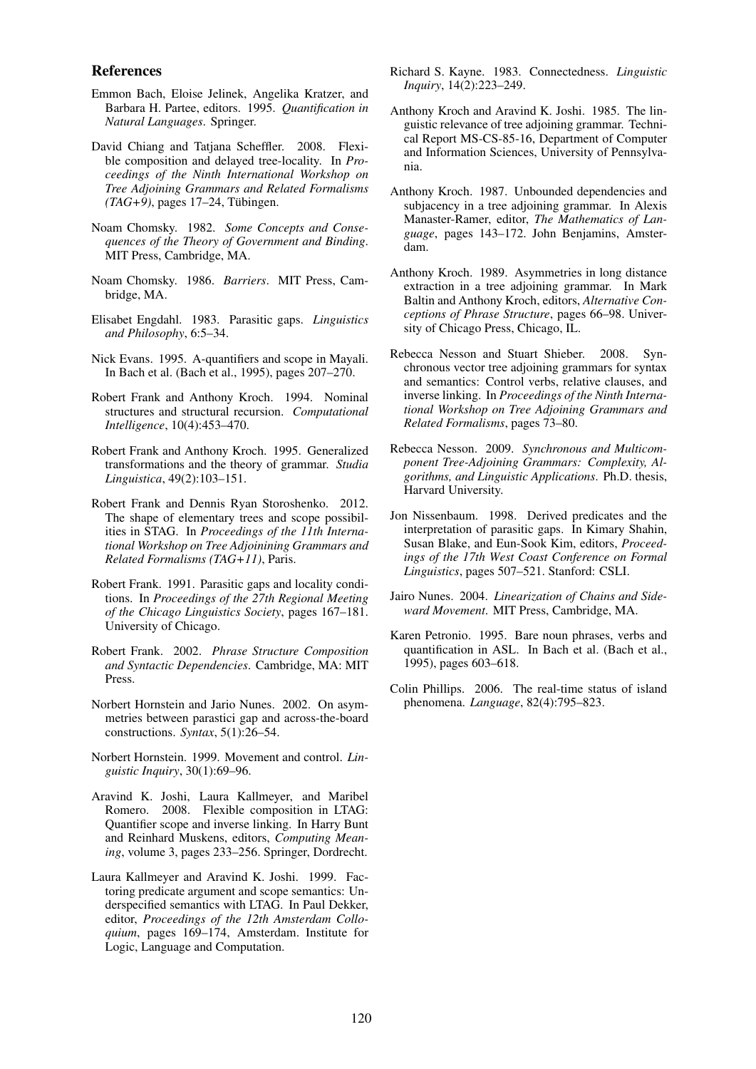## References

Emmon Bach, Eloise Jelinek, Angelika Kratzer, and Barbara H. Partee, editors. 1995. *Quantification in Natural Languages*. Springer.

David Chiang and Tatjana Scheffler. 2008. Flexible composition and delayed tree-locality. In *Proceedings of the Ninth International Workshop on Tree Adjoining Grammars and Related Formalisms (TAG+9)*, pages 17–24, Tübingen.

Noam Chomsky. 1982. *Some Concepts and Consequences of the Theory of Government and Binding*. MIT Press, Cambridge, MA.

Noam Chomsky. 1986. *Barriers*. MIT Press, Cambridge, MA.

Elisabet Engdahl. 1983. Parasitic gaps. *Linguistics and Philosophy*, 6:5–34.

Nick Evans. 1995. A-quantifiers and scope in Mayali. In Bach et al. (Bach et al., 1995), pages 207–270.

Robert Frank and Anthony Kroch. 1994. Nominal structures and structural recursion. *Computational Intelligence*, 10(4):453–470.

Robert Frank and Anthony Kroch. 1995. Generalized transformations and the theory of grammar. *Studia Linguistica*, 49(2):103–151.

Robert Frank and Dennis Ryan Storoshenko. 2012. The shape of elementary trees and scope possibilities in STAG. In *Proceedings of the 11th International Workshop on Tree Adjoining Grammars and Related Formalisms (TAG+11)*, Paris.

Robert Frank. 1991. Parasitic gaps and locality conditions. In *Proceedings of the 27th Regional Meeting of the Chicago Linguistics Society*, pages 167–181. University of Chicago.

Robert Frank. 2002. *Phrase Structure Composition and Syntactic Dependencies*. Cambridge, MA: MIT Press.

Norbert Hornstein and Jario Nunes. 2002. On asymmetries between parastici gap and across-the-board constructions. *Syntax*, 5(1):26–54.

Norbert Hornstein. 1999. Movement and control. *Linguistic Inquiry*, 30(1):69–96.

Aravind K. Joshi, Laura Kallmeyer, and Maribel Romero. 2008. Flexible composition in LTAG: Quantifier scope and inverse linking. In Harry Bunt and Reinhard Muskens, editors, *Computing Meaning*, volume 3, pages 233–256. Springer, Dordrecht.

Laura Kallmeyer and Aravind K. Joshi. 1999. Factoring predicate argument and scope semantics: Underspecified semantics with LTAG. In Paul Dekker, editor, *Proceedings of the 12th Amsterdam Colloquium*, pages 169–174, Amsterdam. Institute for Logic, Language and Computation.

Richard S. Kayne. 1983. Connectedness. *Linguistic Inquiry*, 14(2):223–249.

Anthony Kroch and Aravind K. Joshi. 1985. The linguistic relevance of tree adjoining grammar. Technical Report MS-CS-85-16, Department of Computer and Information Sciences, University of Pennsylvania.

Anthony Kroch. 1987. Unbounded dependencies and subjacency in a tree adjoining grammar. In Alexis Manaster-Ramer, editor, *The Mathematics of Language*, pages 143–172. John Benjamins, Amsterdam.

Anthony Kroch. 1989. Asymmetries in long distance extraction in a tree adjoining grammar. In Mark Baltin and Anthony Kroch, editors, *Alternative Conceptions of Phrase Structure*, pages 66–98. University of Chicago Press, Chicago, IL.

Rebecca Nesson and Stuart Shieber. 2008. Synchronous vector tree adjoining grammars for syntax and semantics: Control verbs, relative clauses, and inverse linking. In *Proceedings of the Ninth International Workshop on Tree Adjoining Grammars and Related Formalisms*, pages 73–80.

Rebecca Nesson. 2009. *Synchronous and Multicomponent Tree-Adjoining Grammars: Complexity, Algorithms, and Linguistic Applications*. Ph.D. thesis, Harvard University.

Jon Nissenbaum. 1998. Derived predicates and the interpretation of parasitic gaps. In Kimary Shahin, Susan Blake, and Eun-Sook Kim, editors, *Proceedings of the 17th West Coast Conference on Formal Linguistics*, pages 507–521. Stanford: CSLI.

Jairo Nunes. 2004. *Linearization of Chains and Sideward Movement*. MIT Press, Cambridge, MA.

Karen Petronio. 1995. Bare noun phrases, verbs and quantification in ASL. In Bach et al. (Bach et al., 1995), pages 603–618.

Colin Phillips. 2006. The real-time status of island phenomena. *Language*, 82(4):795–823.